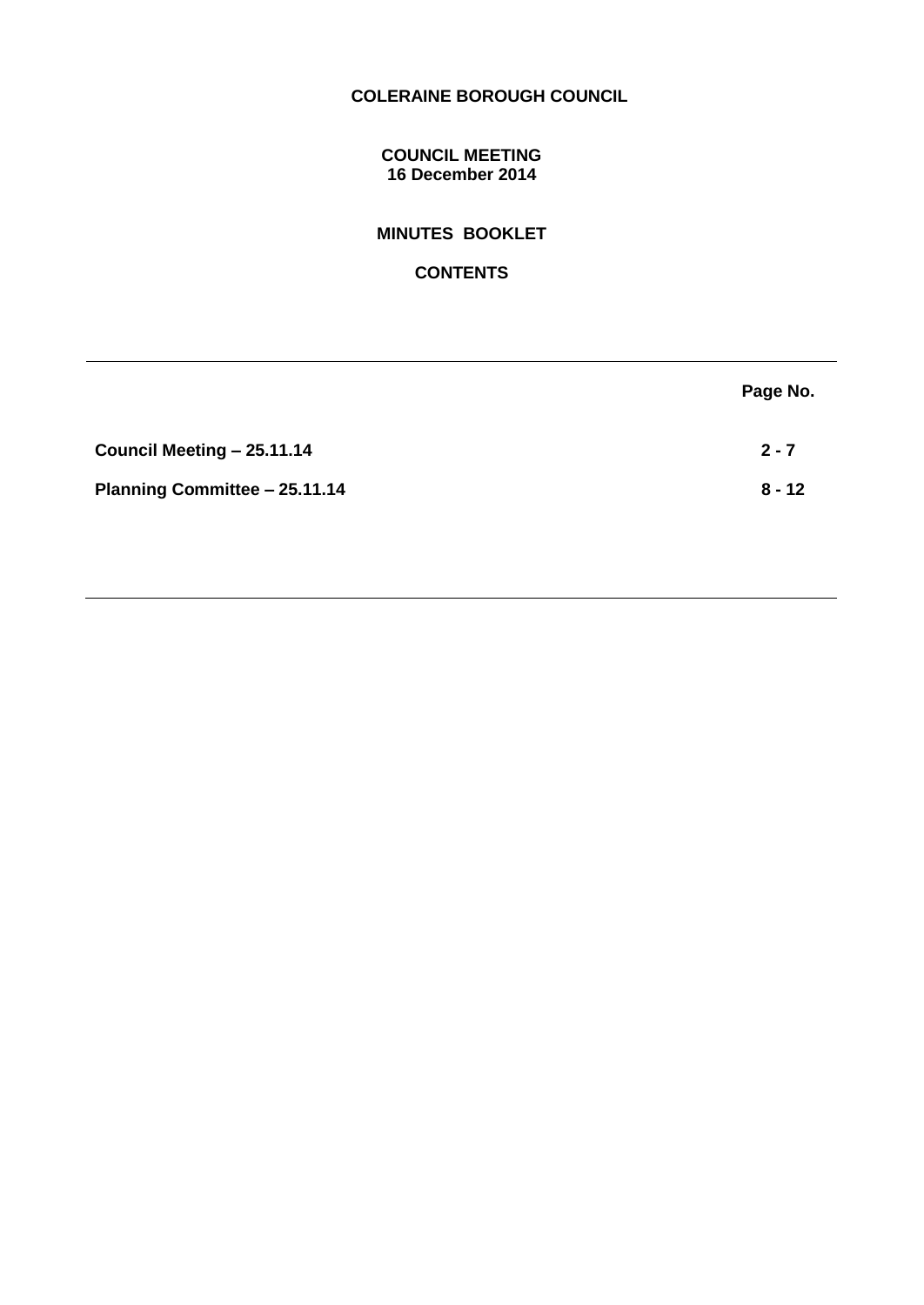**COLERAINE BOROUGH COUNCIL**

**COUNCIL MEETING**
**16 December 2014**

**MINUTES BOOKLET**

**CONTENTS**

| | Page No. |
|---|---|
| **Council Meeting – 25.11.14** | **2 - 7** |
| **Planning Committee – 25.11.14** | **8 - 12** |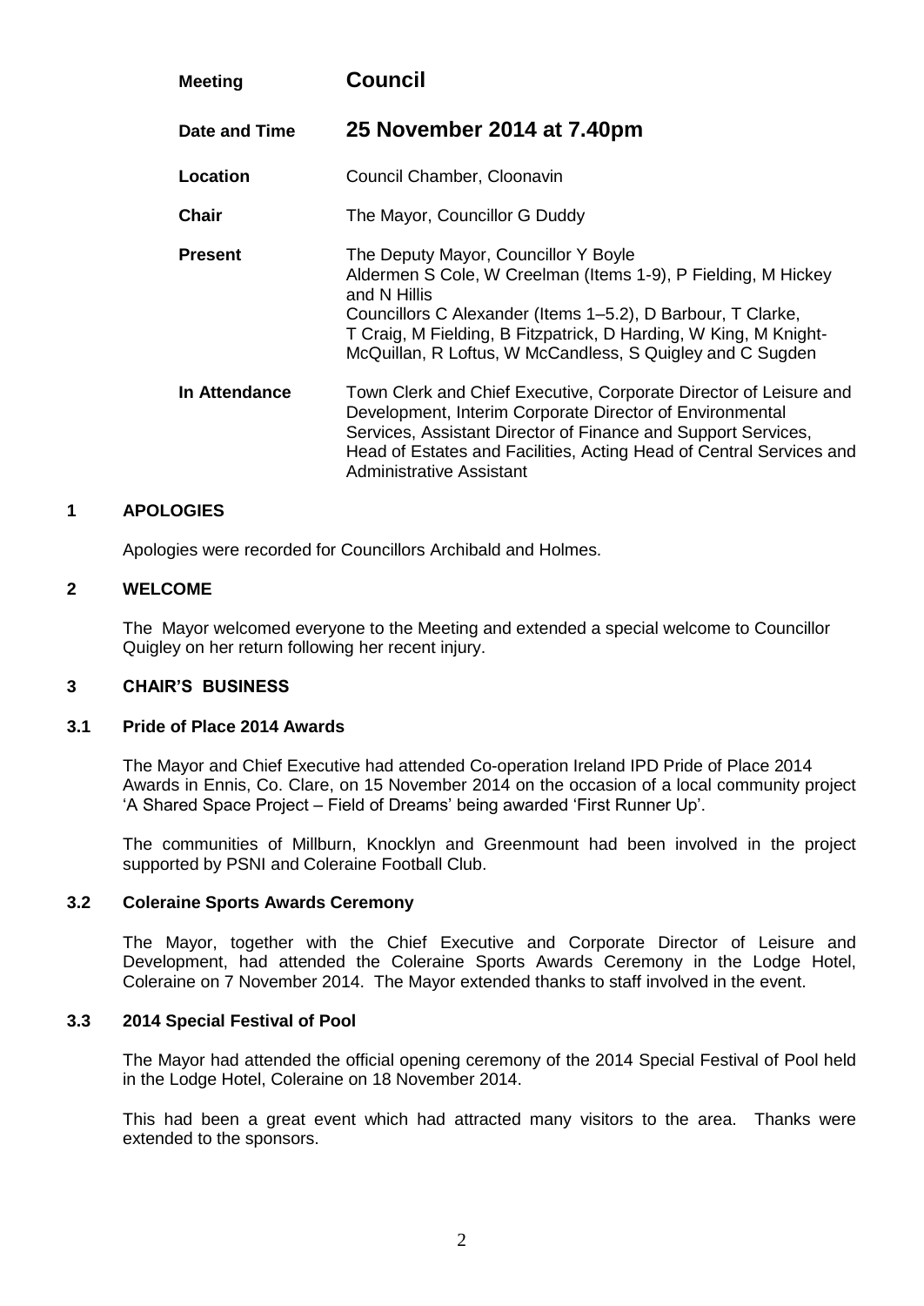| | |
|---|---|
| **Meeting** | **Council** |
| **Date and Time** | **25 November 2014 at 7.40pm** |
| **Location** | Council Chamber, Cloonavin |
| **Chair** | The Mayor, Councillor G Duddy |
| **Present** | The Deputy Mayor, Councillor Y Boyle<br>Aldermen S Cole, W Creelman (Items 1-9), P Fielding, M Hickey and N Hillis<br>Councillors C Alexander (Items 1–5.2), D Barbour, T Clarke, T Craig, M Fielding, B Fitzpatrick, D Harding, W King, M Knight-McQuillan, R Loftus, W McCandless, S Quigley and C Sugden |
| **In Attendance** | Town Clerk and Chief Executive, Corporate Director of Leisure and Development, Interim Corporate Director of Environmental Services, Assistant Director of Finance and Support Services, Head of Estates and Facilities, Acting Head of Central Services and Administrative Assistant |

## 1 APOLOGIES

Apologies were recorded for Councillors Archibald and Holmes.

## 2 WELCOME

The Mayor welcomed everyone to the Meeting and extended a special welcome to Councillor Quigley on her return following her recent injury.

## 3 CHAIR'S BUSINESS

### 3.1 Pride of Place 2014 Awards

The Mayor and Chief Executive had attended Co-operation Ireland IPD Pride of Place 2014 Awards in Ennis, Co. Clare, on 15 November 2014 on the occasion of a local community project 'A Shared Space Project – Field of Dreams' being awarded 'First Runner Up'.

The communities of Millburn, Knocklyn and Greenmount had been involved in the project supported by PSNI and Coleraine Football Club.

### 3.2 Coleraine Sports Awards Ceremony

The Mayor, together with the Chief Executive and Corporate Director of Leisure and Development, had attended the Coleraine Sports Awards Ceremony in the Lodge Hotel, Coleraine on 7 November 2014. The Mayor extended thanks to staff involved in the event.

### 3.3 2014 Special Festival of Pool

The Mayor had attended the official opening ceremony of the 2014 Special Festival of Pool held in the Lodge Hotel, Coleraine on 18 November 2014.

This had been a great event which had attracted many visitors to the area. Thanks were extended to the sponsors.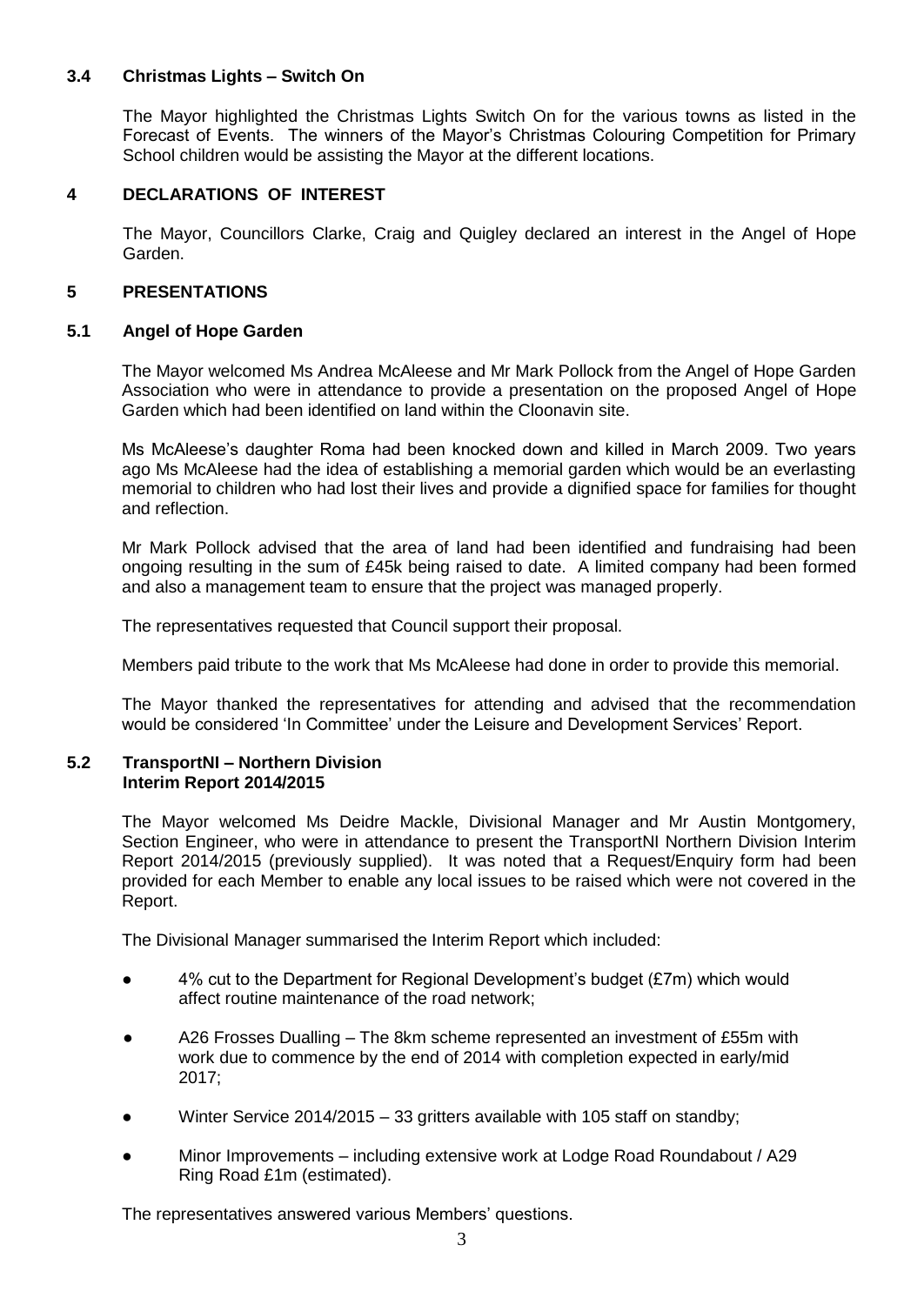### 3.4 Christmas Lights – Switch On

The Mayor highlighted the Christmas Lights Switch On for the various towns as listed in the Forecast of Events. The winners of the Mayor's Christmas Colouring Competition for Primary School children would be assisting the Mayor at the different locations.

## 4 DECLARATIONS OF INTEREST

The Mayor, Councillors Clarke, Craig and Quigley declared an interest in the Angel of Hope Garden.

## 5 PRESENTATIONS

### 5.1 Angel of Hope Garden

The Mayor welcomed Ms Andrea McAleese and Mr Mark Pollock from the Angel of Hope Garden Association who were in attendance to provide a presentation on the proposed Angel of Hope Garden which had been identified on land within the Cloonavin site.

Ms McAleese's daughter Roma had been knocked down and killed in March 2009. Two years ago Ms McAleese had the idea of establishing a memorial garden which would be an everlasting memorial to children who had lost their lives and provide a dignified space for families for thought and reflection.

Mr Mark Pollock advised that the area of land had been identified and fundraising had been ongoing resulting in the sum of £45k being raised to date. A limited company had been formed and also a management team to ensure that the project was managed properly.

The representatives requested that Council support their proposal.

Members paid tribute to the work that Ms McAleese had done in order to provide this memorial.

The Mayor thanked the representatives for attending and advised that the recommendation would be considered 'In Committee' under the Leisure and Development Services' Report.

### 5.2 TransportNI – Northern Division Interim Report 2014/2015

The Mayor welcomed Ms Deidre Mackle, Divisional Manager and Mr Austin Montgomery, Section Engineer, who were in attendance to present the TransportNI Northern Division Interim Report 2014/2015 (previously supplied). It was noted that a Request/Enquiry form had been provided for each Member to enable any local issues to be raised which were not covered in the Report.

The Divisional Manager summarised the Interim Report which included:

- 4% cut to the Department for Regional Development's budget (£7m) which would affect routine maintenance of the road network;
- A26 Frosses Dualling – The 8km scheme represented an investment of £55m with work due to commence by the end of 2014 with completion expected in early/mid 2017;
- Winter Service 2014/2015 – 33 gritters available with 105 staff on standby;
- Minor Improvements – including extensive work at Lodge Road Roundabout / A29 Ring Road £1m (estimated).

The representatives answered various Members' questions.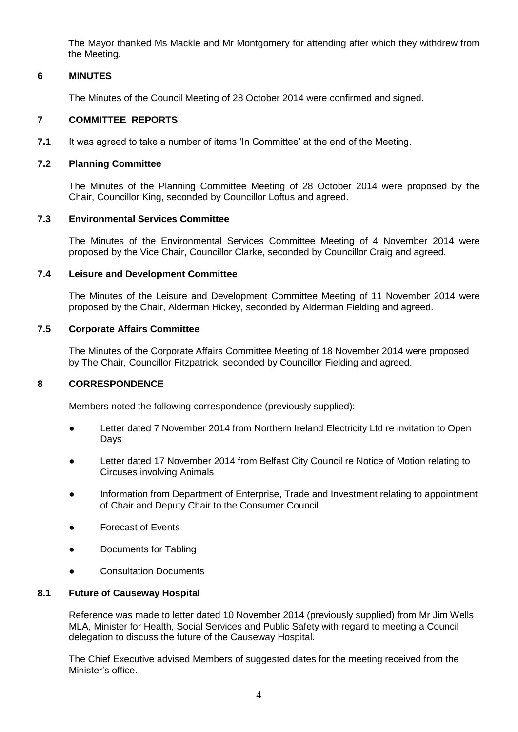The Mayor thanked Ms Mackle and Mr Montgomery for attending after which they withdrew from the Meeting.

## 6 MINUTES

The Minutes of the Council Meeting of 28 October 2014 were confirmed and signed.

## 7 COMMITTEE REPORTS

**7.1** It was agreed to take a number of items 'In Committee' at the end of the Meeting.

### 7.2 Planning Committee

The Minutes of the Planning Committee Meeting of 28 October 2014 were proposed by the Chair, Councillor King, seconded by Councillor Loftus and agreed.

### 7.3 Environmental Services Committee

The Minutes of the Environmental Services Committee Meeting of 4 November 2014 were proposed by the Vice Chair, Councillor Clarke, seconded by Councillor Craig and agreed.

### 7.4 Leisure and Development Committee

The Minutes of the Leisure and Development Committee Meeting of 11 November 2014 were proposed by the Chair, Alderman Hickey, seconded by Alderman Fielding and agreed.

### 7.5 Corporate Affairs Committee

The Minutes of the Corporate Affairs Committee Meeting of 18 November 2014 were proposed by The Chair, Councillor Fitzpatrick, seconded by Councillor Fielding and agreed.

## 8 CORRESPONDENCE

Members noted the following correspondence (previously supplied):

- Letter dated 7 November 2014 from Northern Ireland Electricity Ltd re invitation to Open Days
- Letter dated 17 November 2014 from Belfast City Council re Notice of Motion relating to Circuses involving Animals
- Information from Department of Enterprise, Trade and Investment relating to appointment of Chair and Deputy Chair to the Consumer Council
- Forecast of Events
- Documents for Tabling
- Consultation Documents

### 8.1 Future of Causeway Hospital

Reference was made to letter dated 10 November 2014 (previously supplied) from Mr Jim Wells MLA, Minister for Health, Social Services and Public Safety with regard to meeting a Council delegation to discuss the future of the Causeway Hospital.

The Chief Executive advised Members of suggested dates for the meeting received from the Minister's office.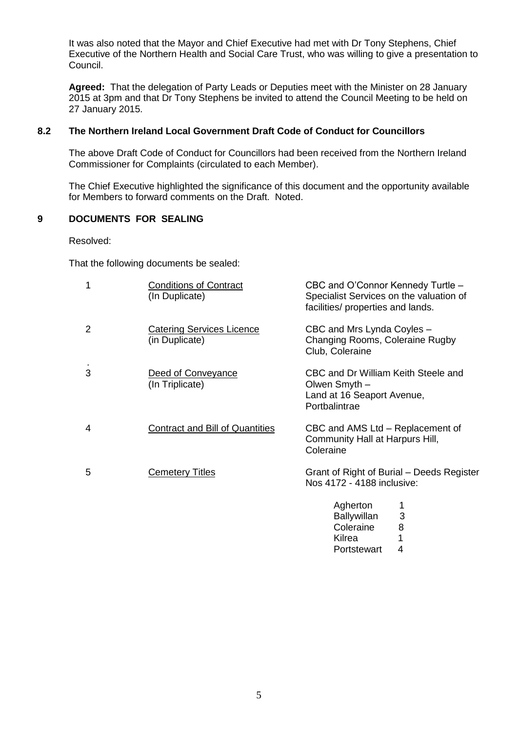It was also noted that the Mayor and Chief Executive had met with Dr Tony Stephens, Chief Executive of the Northern Health and Social Care Trust, who was willing to give a presentation to Council.

**Agreed:** That the delegation of Party Leads or Deputies meet with the Minister on 28 January 2015 at 3pm and that Dr Tony Stephens be invited to attend the Council Meeting to be held on 27 January 2015.

### 8.2 The Northern Ireland Local Government Draft Code of Conduct for Councillors

The above Draft Code of Conduct for Councillors had been received from the Northern Ireland Commissioner for Complaints (circulated to each Member).

The Chief Executive highlighted the significance of this document and the opportunity available for Members to forward comments on the Draft. Noted.

## 9 DOCUMENTS FOR SEALING

Resolved:

That the following documents be sealed:

| | | |
|---|---|---|
| 1 | Conditions of Contract (In Duplicate) | CBC and O'Connor Kennedy Turtle – Specialist Services on the valuation of facilities/ properties and lands. |
| 2 | Catering Services Licence (in Duplicate) | CBC and Mrs Lynda Coyles – Changing Rooms, Coleraine Rugby Club, Coleraine |
| 3 | Deed of Conveyance (In Triplicate) | CBC and Dr William Keith Steele and Olwen Smyth – Land at 16 Seaport Avenue, Portbalintrae |
| 4 | Contract and Bill of Quantities | CBC and AMS Ltd – Replacement of Community Hall at Harpurs Hill, Coleraine |
| 5 | Cemetery Titles | Grant of Right of Burial – Deeds Register Nos 4172 - 4188 inclusive: |

| | |
|---|---|
| Agherton | 1 |
| Ballywillan | 3 |
| Coleraine | 8 |
| Kilrea | 1 |
| Portstewart | 4 |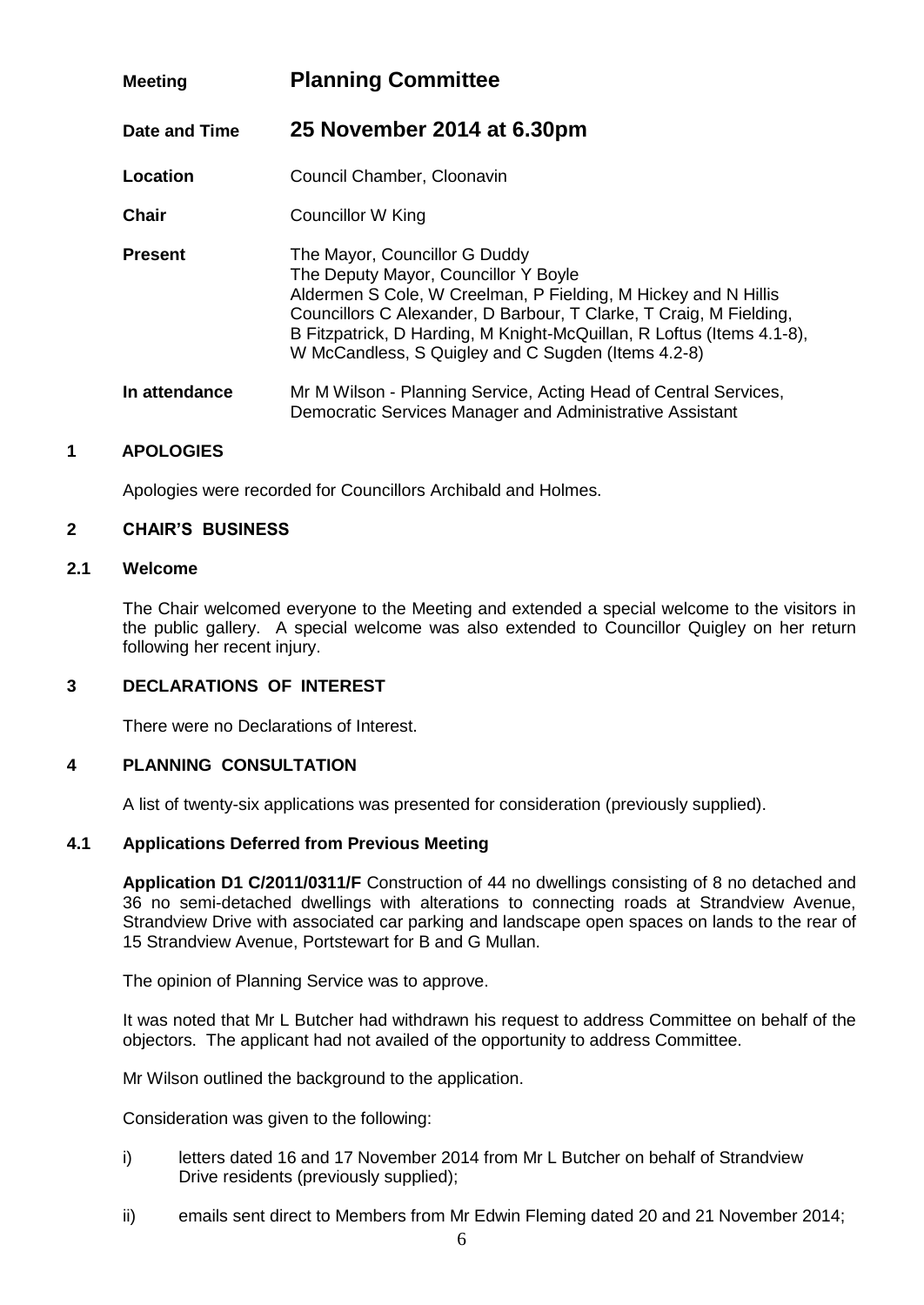| | |
|---|---|
| **Meeting** | **Planning Committee** |
| **Date and Time** | **25 November 2014 at 6.30pm** |
| **Location** | Council Chamber, Cloonavin |
| **Chair** | Councillor W King |
| **Present** | The Mayor, Councillor G Duddy<br>The Deputy Mayor, Councillor Y Boyle<br>Aldermen S Cole, W Creelman, P Fielding, M Hickey and N Hillis<br>Councillors C Alexander, D Barbour, T Clarke, T Craig, M Fielding, B Fitzpatrick, D Harding, M Knight-McQuillan, R Loftus (Items 4.1-8), W McCandless, S Quigley and C Sugden (Items 4.2-8) |
| **In attendance** | Mr M Wilson - Planning Service, Acting Head of Central Services, Democratic Services Manager and Administrative Assistant |

## 1 APOLOGIES

Apologies were recorded for Councillors Archibald and Holmes.

## 2 CHAIR'S BUSINESS

### 2.1 Welcome

The Chair welcomed everyone to the Meeting and extended a special welcome to the visitors in the public gallery. A special welcome was also extended to Councillor Quigley on her return following her recent injury.

## 3 DECLARATIONS OF INTEREST

There were no Declarations of Interest.

## 4 PLANNING CONSULTATION

A list of twenty-six applications was presented for consideration (previously supplied).

### 4.1 Applications Deferred from Previous Meeting

**Application D1 C/2011/0311/F** Construction of 44 no dwellings consisting of 8 no detached and 36 no semi-detached dwellings with alterations to connecting roads at Strandview Avenue, Strandview Drive with associated car parking and landscape open spaces on lands to the rear of 15 Strandview Avenue, Portstewart for B and G Mullan.

The opinion of Planning Service was to approve.

It was noted that Mr L Butcher had withdrawn his request to address Committee on behalf of the objectors. The applicant had not availed of the opportunity to address Committee.

Mr Wilson outlined the background to the application.

Consideration was given to the following:

i) letters dated 16 and 17 November 2014 from Mr L Butcher on behalf of Strandview Drive residents (previously supplied);

ii) emails sent direct to Members from Mr Edwin Fleming dated 20 and 21 November 2014;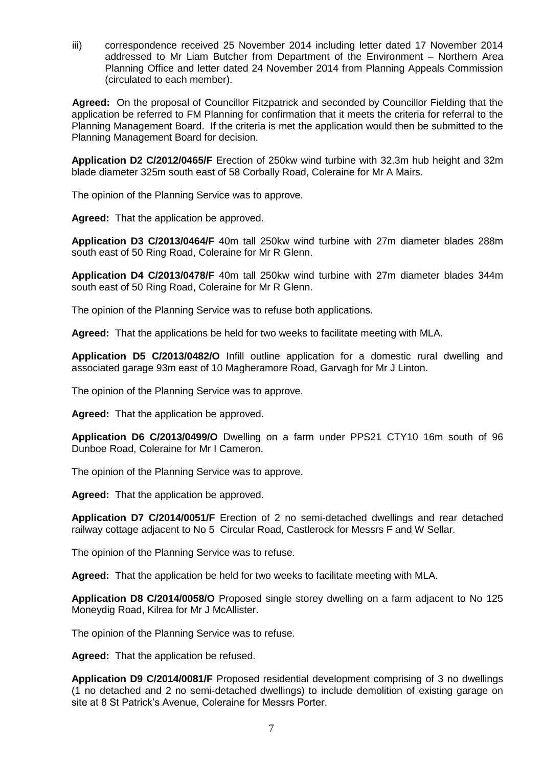iii) correspondence received 25 November 2014 including letter dated 17 November 2014 addressed to Mr Liam Butcher from Department of the Environment – Northern Area Planning Office and letter dated 24 November 2014 from Planning Appeals Commission (circulated to each member).

**Agreed:** On the proposal of Councillor Fitzpatrick and seconded by Councillor Fielding that the application be referred to FM Planning for confirmation that it meets the criteria for referral to the Planning Management Board. If the criteria is met the application would then be submitted to the Planning Management Board for decision.

**Application D2 C/2012/0465/F** Erection of 250kw wind turbine with 32.3m hub height and 32m blade diameter 325m south east of 58 Corbally Road, Coleraine for Mr A Mairs.

The opinion of the Planning Service was to approve.

**Agreed:** That the application be approved.

**Application D3 C/2013/0464/F** 40m tall 250kw wind turbine with 27m diameter blades 288m south east of 50 Ring Road, Coleraine for Mr R Glenn.

**Application D4 C/2013/0478/F** 40m tall 250kw wind turbine with 27m diameter blades 344m south east of 50 Ring Road, Coleraine for Mr R Glenn.

The opinion of the Planning Service was to refuse both applications.

**Agreed:** That the applications be held for two weeks to facilitate meeting with MLA.

**Application D5 C/2013/0482/O** Infill outline application for a domestic rural dwelling and associated garage 93m east of 10 Magheramore Road, Garvagh for Mr J Linton.

The opinion of the Planning Service was to approve.

**Agreed:** That the application be approved.

**Application D6 C/2013/0499/O** Dwelling on a farm under PPS21 CTY10 16m south of 96 Dunboe Road, Coleraine for Mr I Cameron.

The opinion of the Planning Service was to approve.

**Agreed:** That the application be approved.

**Application D7 C/2014/0051/F** Erection of 2 no semi-detached dwellings and rear detached railway cottage adjacent to No 5 Circular Road, Castlerock for Messrs F and W Sellar.

The opinion of the Planning Service was to refuse.

**Agreed:** That the application be held for two weeks to facilitate meeting with MLA.

**Application D8 C/2014/0058/O** Proposed single storey dwelling on a farm adjacent to No 125 Moneydig Road, Kilrea for Mr J McAllister.

The opinion of the Planning Service was to refuse.

**Agreed:** That the application be refused.

**Application D9 C/2014/0081/F** Proposed residential development comprising of 3 no dwellings (1 no detached and 2 no semi-detached dwellings) to include demolition of existing garage on site at 8 St Patrick's Avenue, Coleraine for Messrs Porter.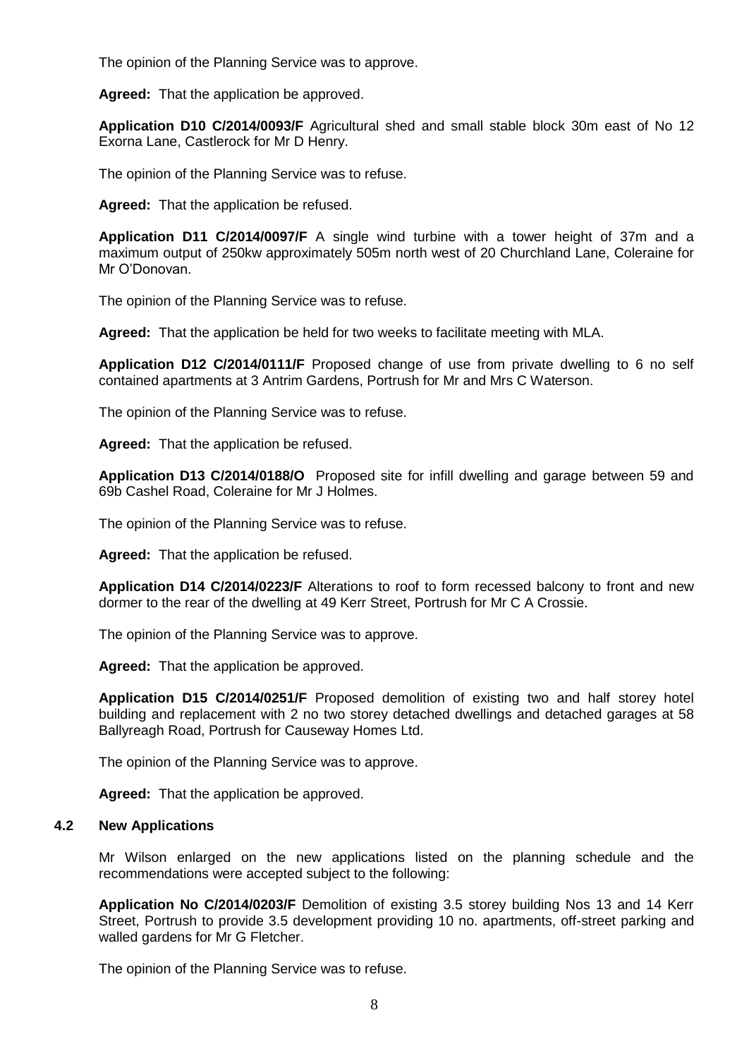The opinion of the Planning Service was to approve.

**Agreed:** That the application be approved.

**Application D10 C/2014/0093/F** Agricultural shed and small stable block 30m east of No 12 Exorna Lane, Castlerock for Mr D Henry.

The opinion of the Planning Service was to refuse.

**Agreed:** That the application be refused.

**Application D11 C/2014/0097/F** A single wind turbine with a tower height of 37m and a maximum output of 250kw approximately 505m north west of 20 Churchland Lane, Coleraine for Mr O'Donovan.

The opinion of the Planning Service was to refuse.

**Agreed:** That the application be held for two weeks to facilitate meeting with MLA.

**Application D12 C/2014/0111/F** Proposed change of use from private dwelling to 6 no self contained apartments at 3 Antrim Gardens, Portrush for Mr and Mrs C Waterson.

The opinion of the Planning Service was to refuse.

**Agreed:** That the application be refused.

**Application D13 C/2014/0188/O** Proposed site for infill dwelling and garage between 59 and 69b Cashel Road, Coleraine for Mr J Holmes.

The opinion of the Planning Service was to refuse.

**Agreed:** That the application be refused.

**Application D14 C/2014/0223/F** Alterations to roof to form recessed balcony to front and new dormer to the rear of the dwelling at 49 Kerr Street, Portrush for Mr C A Crossie.

The opinion of the Planning Service was to approve.

**Agreed:** That the application be approved.

**Application D15 C/2014/0251/F** Proposed demolition of existing two and half storey hotel building and replacement with 2 no two storey detached dwellings and detached garages at 58 Ballyreagh Road, Portrush for Causeway Homes Ltd.

The opinion of the Planning Service was to approve.

**Agreed:** That the application be approved.

### 4.2 New Applications

Mr Wilson enlarged on the new applications listed on the planning schedule and the recommendations were accepted subject to the following:

**Application No C/2014/0203/F** Demolition of existing 3.5 storey building Nos 13 and 14 Kerr Street, Portrush to provide 3.5 development providing 10 no. apartments, off-street parking and walled gardens for Mr G Fletcher.

The opinion of the Planning Service was to refuse.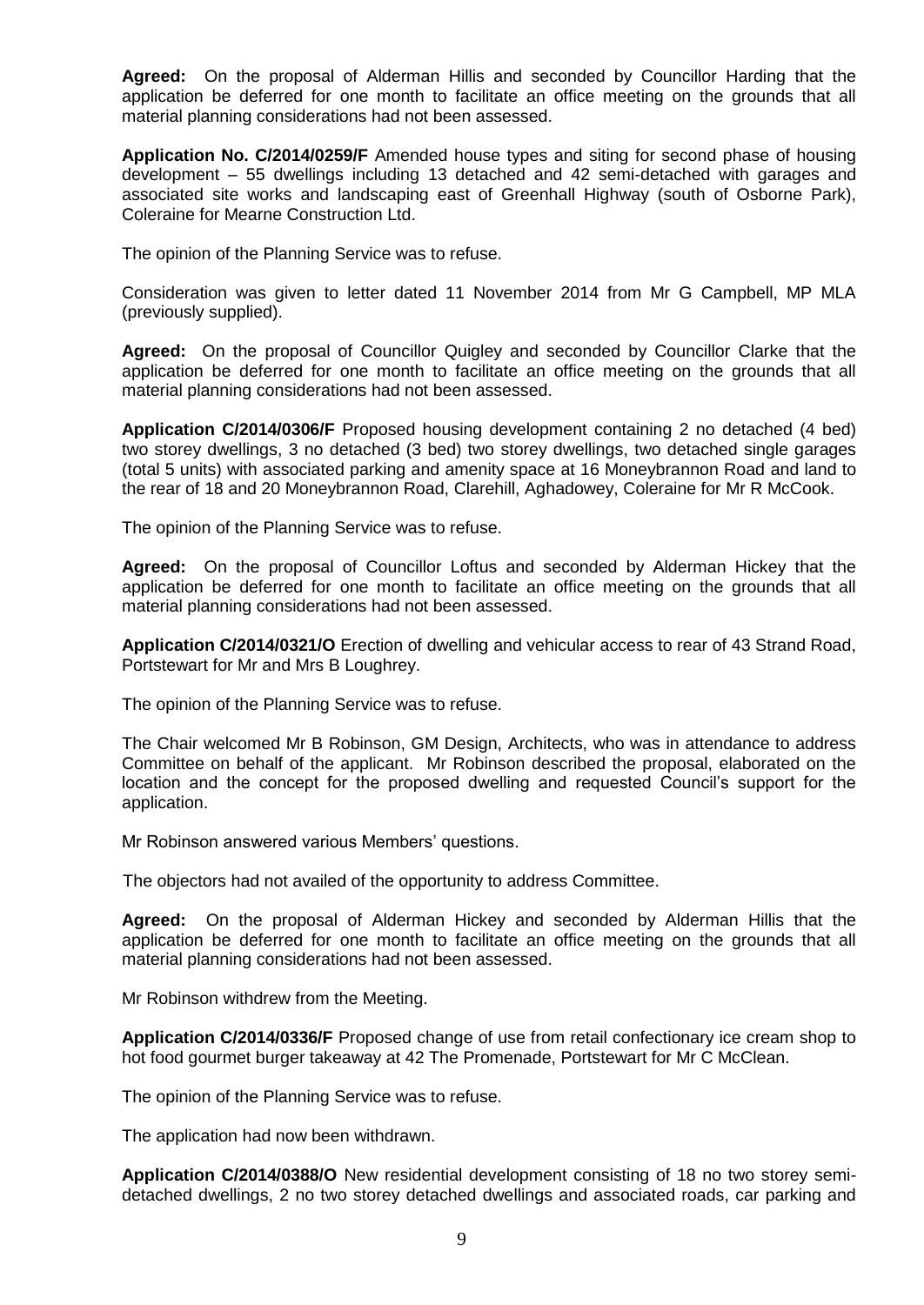**Agreed:** On the proposal of Alderman Hillis and seconded by Councillor Harding that the application be deferred for one month to facilitate an office meeting on the grounds that all material planning considerations had not been assessed.

**Application No. C/2014/0259/F** Amended house types and siting for second phase of housing development – 55 dwellings including 13 detached and 42 semi-detached with garages and associated site works and landscaping east of Greenhall Highway (south of Osborne Park), Coleraine for Mearne Construction Ltd.

The opinion of the Planning Service was to refuse.

Consideration was given to letter dated 11 November 2014 from Mr G Campbell, MP MLA (previously supplied).

**Agreed:** On the proposal of Councillor Quigley and seconded by Councillor Clarke that the application be deferred for one month to facilitate an office meeting on the grounds that all material planning considerations had not been assessed.

**Application C/2014/0306/F** Proposed housing development containing 2 no detached (4 bed) two storey dwellings, 3 no detached (3 bed) two storey dwellings, two detached single garages (total 5 units) with associated parking and amenity space at 16 Moneybrannon Road and land to the rear of 18 and 20 Moneybrannon Road, Clarehill, Aghadowey, Coleraine for Mr R McCook.

The opinion of the Planning Service was to refuse.

**Agreed:** On the proposal of Councillor Loftus and seconded by Alderman Hickey that the application be deferred for one month to facilitate an office meeting on the grounds that all material planning considerations had not been assessed.

**Application C/2014/0321/O** Erection of dwelling and vehicular access to rear of 43 Strand Road, Portstewart for Mr and Mrs B Loughrey.

The opinion of the Planning Service was to refuse.

The Chair welcomed Mr B Robinson, GM Design, Architects, who was in attendance to address Committee on behalf of the applicant. Mr Robinson described the proposal, elaborated on the location and the concept for the proposed dwelling and requested Council's support for the application.

Mr Robinson answered various Members' questions.

The objectors had not availed of the opportunity to address Committee.

**Agreed:** On the proposal of Alderman Hickey and seconded by Alderman Hillis that the application be deferred for one month to facilitate an office meeting on the grounds that all material planning considerations had not been assessed.

Mr Robinson withdrew from the Meeting.

**Application C/2014/0336/F** Proposed change of use from retail confectionary ice cream shop to hot food gourmet burger takeaway at 42 The Promenade, Portstewart for Mr C McClean.

The opinion of the Planning Service was to refuse.

The application had now been withdrawn.

**Application C/2014/0388/O** New residential development consisting of 18 no two storey semi-detached dwellings, 2 no two storey detached dwellings and associated roads, car parking and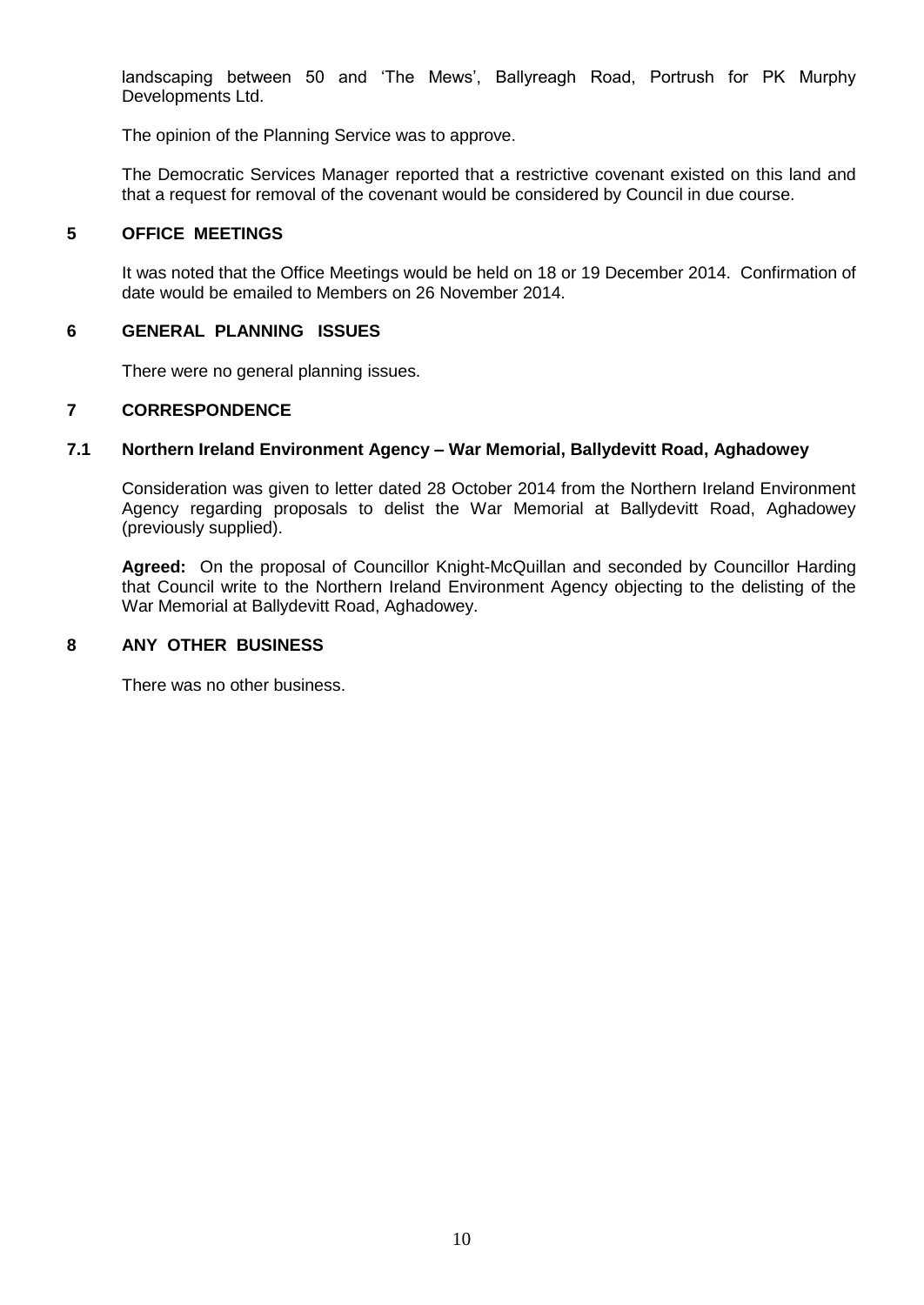landscaping between 50 and 'The Mews', Ballyreagh Road, Portrush for PK Murphy Developments Ltd.

The opinion of the Planning Service was to approve.

The Democratic Services Manager reported that a restrictive covenant existed on this land and that a request for removal of the covenant would be considered by Council in due course.

## 5 OFFICE MEETINGS

It was noted that the Office Meetings would be held on 18 or 19 December 2014. Confirmation of date would be emailed to Members on 26 November 2014.

## 6 GENERAL PLANNING ISSUES

There were no general planning issues.

## 7 CORRESPONDENCE

### 7.1 Northern Ireland Environment Agency – War Memorial, Ballydevitt Road, Aghadowey

Consideration was given to letter dated 28 October 2014 from the Northern Ireland Environment Agency regarding proposals to delist the War Memorial at Ballydevitt Road, Aghadowey (previously supplied).

**Agreed:** On the proposal of Councillor Knight-McQuillan and seconded by Councillor Harding that Council write to the Northern Ireland Environment Agency objecting to the delisting of the War Memorial at Ballydevitt Road, Aghadowey.

## 8 ANY OTHER BUSINESS

There was no other business.